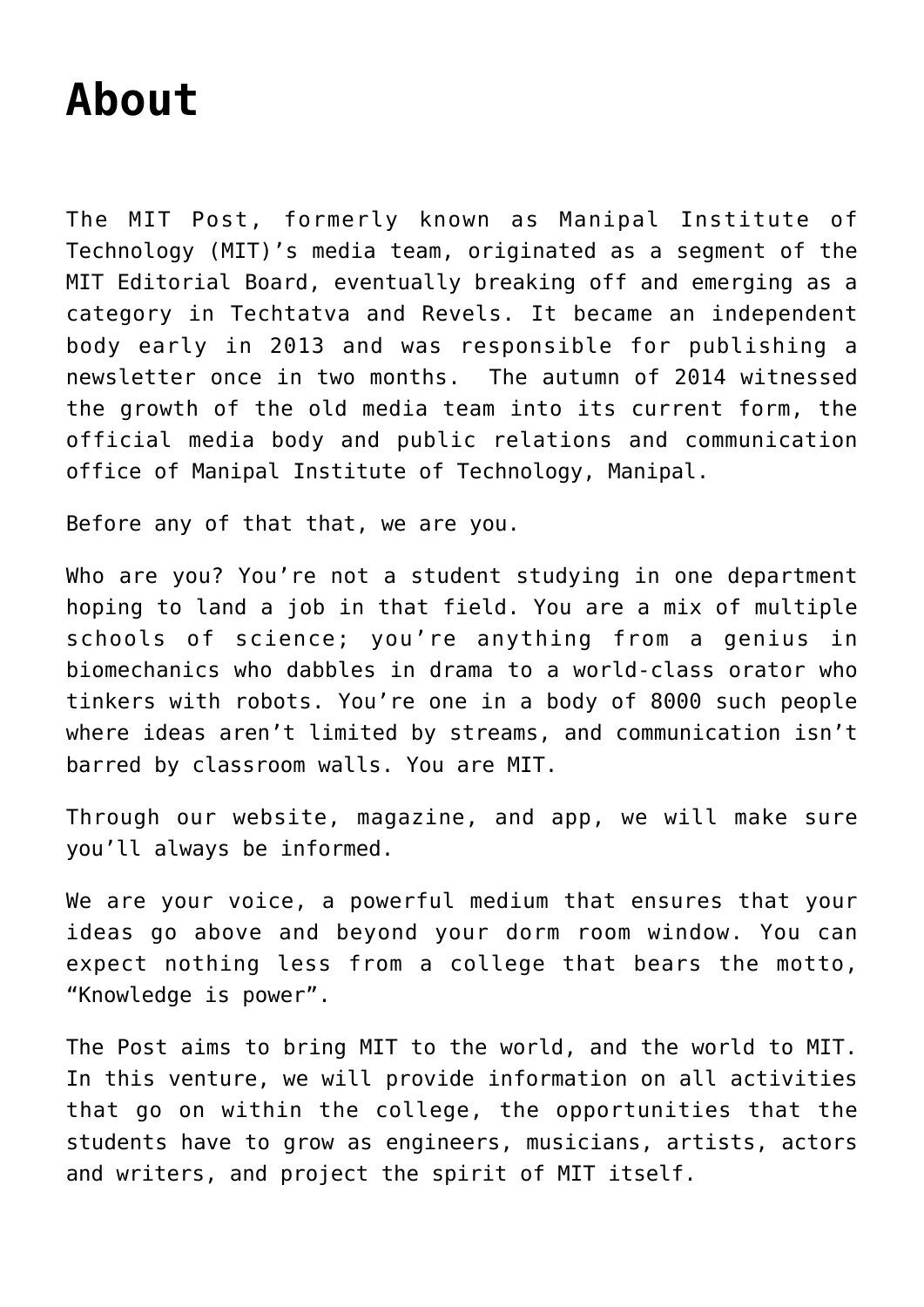# About

The MIT Post, formerly known as Manipal Institute of Technology (MIT)'s media team, originated as a segment of the MIT Editorial Board, eventually breaking off and emerging as a category in Techtatva and Revels. It became an independent body early in 2013 and was responsible for publishing a newsletter once in two months. The autumn of 2014 witnessed the growth of the old media team into its current form, the official media body and public relations and communication office of Manipal Institute of Technology, Manipal.

Before any of that that, we are you.

Who are you? You're not a student studying in one department hoping to land a job in that field. You are a mix of multiple schools of science; you're anything from a genius in biomechanics who dabbles in drama to a world-class orator who tinkers with robots. You're one in a body of 8000 such people where ideas aren't limited by streams, and communication isn't barred by classroom walls. You are MIT.

Through our website, magazine, and app, we will make sure you'll always be informed.

We are your voice, a powerful medium that ensures that your ideas go above and beyond your dorm room window. You can expect nothing less from a college that bears the motto, "Knowledge is power".

The Post aims to bring MIT to the world, and the world to MIT. In this venture, we will provide information on all activities that go on within the college, the opportunities that the students have to grow as engineers, musicians, artists, actors and writers, and project the spirit of MIT itself.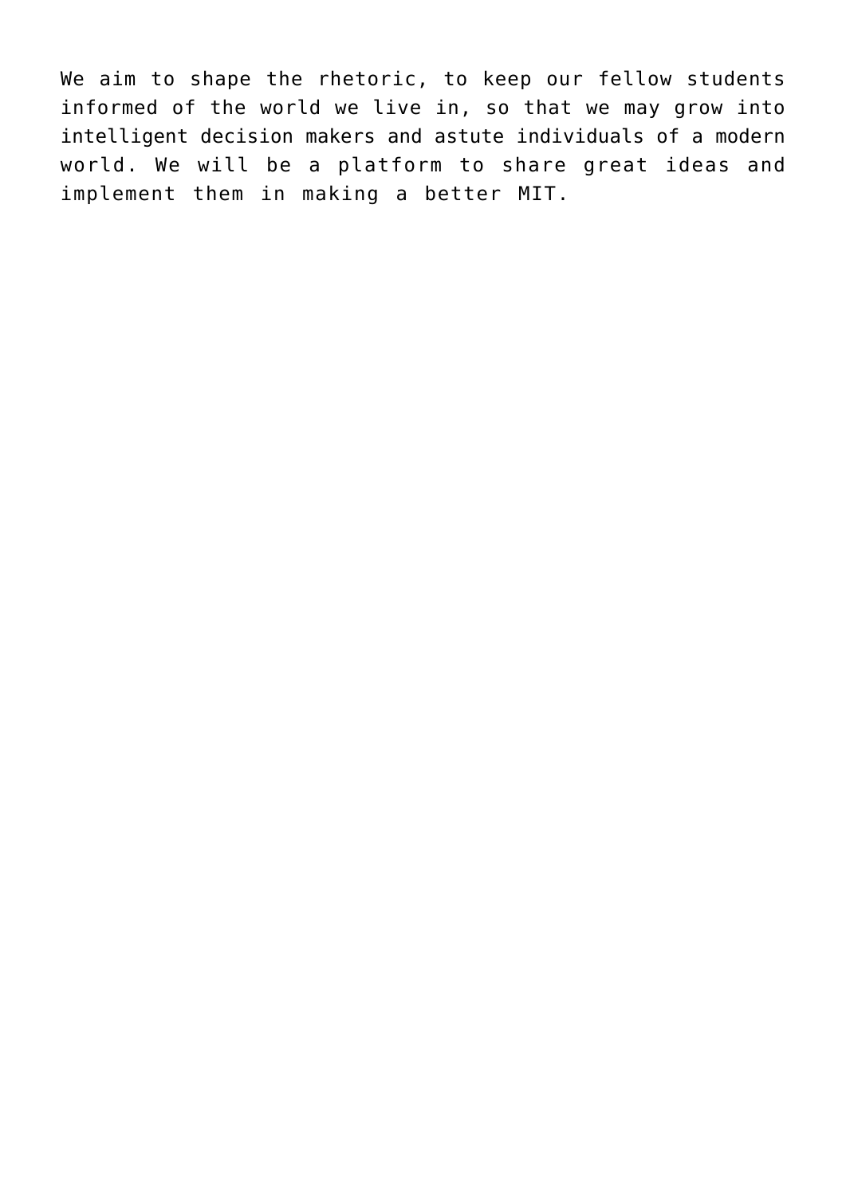We aim to shape the rhetoric, to keep our fellow students informed of the world we live in, so that we may grow into intelligent decision makers and astute individuals of a modern world. We will be a platform to share great ideas and implement them in making a better MIT.